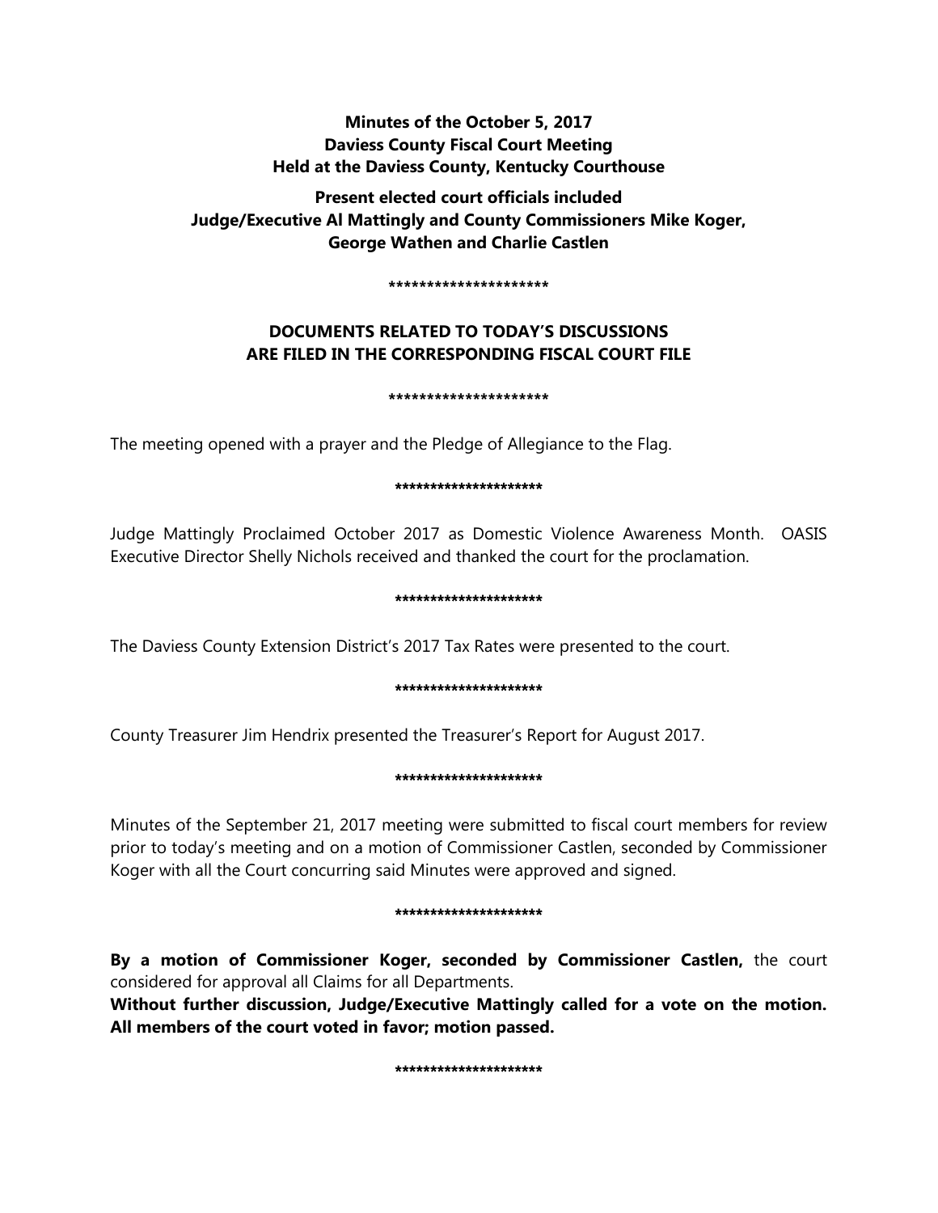**Minutes of the October 5, 2017**
**Daviess County Fiscal Court Meeting**
**Held at the Daviess County, Kentucky Courthouse**

**Present elected court officials included**
**Judge/Executive Al Mattingly and County Commissioners Mike Koger, George Wathen and Charlie Castlen**

*********************

**DOCUMENTS RELATED TO TODAY'S DISCUSSIONS ARE FILED IN THE CORRESPONDING FISCAL COURT FILE**

*********************

The meeting opened with a prayer and the Pledge of Allegiance to the Flag.

*********************

Judge Mattingly Proclaimed October 2017 as Domestic Violence Awareness Month. OASIS Executive Director Shelly Nichols received and thanked the court for the proclamation.

*********************

The Daviess County Extension District's 2017 Tax Rates were presented to the court.

*********************

County Treasurer Jim Hendrix presented the Treasurer's Report for August 2017.

*********************

Minutes of the September 21, 2017 meeting were submitted to fiscal court members for review prior to today's meeting and on a motion of Commissioner Castlen, seconded by Commissioner Koger with all the Court concurring said Minutes were approved and signed.

*********************

**By a motion of Commissioner Koger, seconded by Commissioner Castlen,** the court considered for approval all Claims for all Departments.
**Without further discussion, Judge/Executive Mattingly called for a vote on the motion. All members of the court voted in favor; motion passed.**

*********************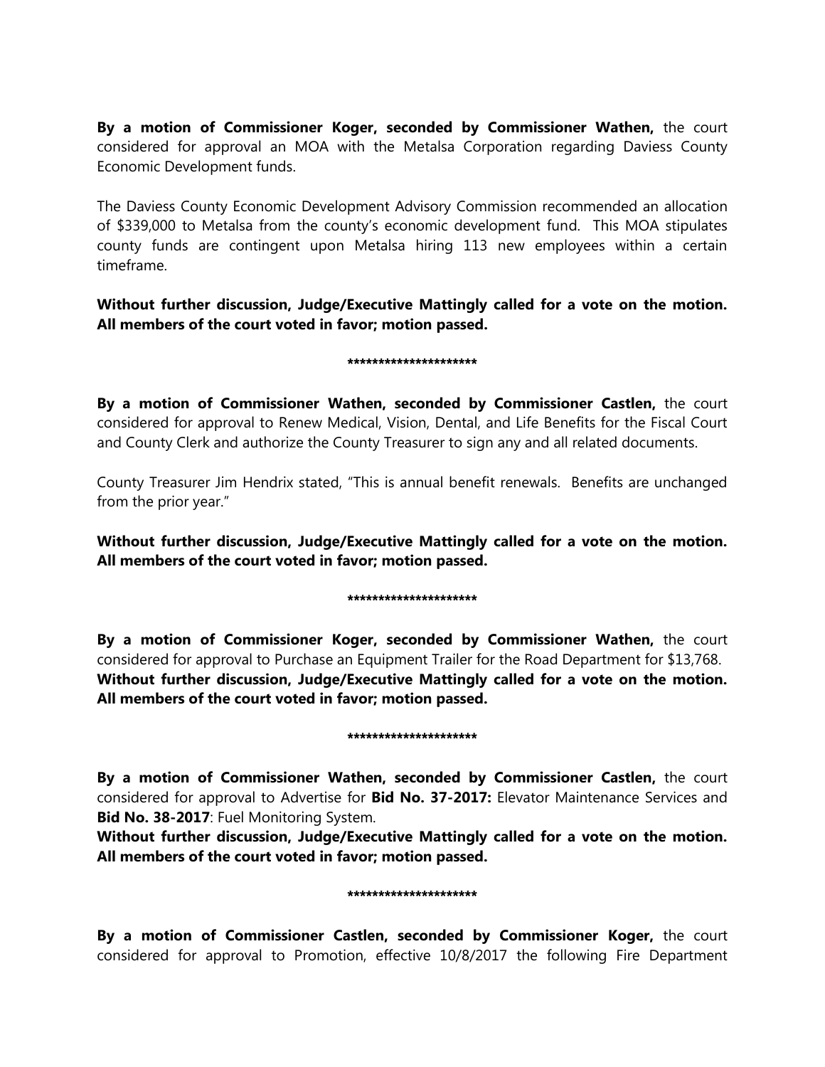**By a motion of Commissioner Koger, seconded by Commissioner Wathen,** the court considered for approval an MOA with the Metalsa Corporation regarding Daviess County Economic Development funds.

The Daviess County Economic Development Advisory Commission recommended an allocation of $339,000 to Metalsa from the county's economic development fund. This MOA stipulates county funds are contingent upon Metalsa hiring 113 new employees within a certain timeframe.

**Without further discussion, Judge/Executive Mattingly called for a vote on the motion. All members of the court voted in favor; motion passed.**

*********************

**By a motion of Commissioner Wathen, seconded by Commissioner Castlen,** the court considered for approval to Renew Medical, Vision, Dental, and Life Benefits for the Fiscal Court and County Clerk and authorize the County Treasurer to sign any and all related documents.

County Treasurer Jim Hendrix stated, "This is annual benefit renewals. Benefits are unchanged from the prior year."

**Without further discussion, Judge/Executive Mattingly called for a vote on the motion. All members of the court voted in favor; motion passed.**

*********************

**By a motion of Commissioner Koger, seconded by Commissioner Wathen,** the court considered for approval to Purchase an Equipment Trailer for the Road Department for $13,768.
**Without further discussion, Judge/Executive Mattingly called for a vote on the motion. All members of the court voted in favor; motion passed.**

*********************

**By a motion of Commissioner Wathen, seconded by Commissioner Castlen,** the court considered for approval to Advertise for **Bid No. 37-2017:** Elevator Maintenance Services and **Bid No. 38-2017**: Fuel Monitoring System.
**Without further discussion, Judge/Executive Mattingly called for a vote on the motion. All members of the court voted in favor; motion passed.**

*********************

**By a motion of Commissioner Castlen, seconded by Commissioner Koger,** the court considered for approval to Promotion, effective 10/8/2017 the following Fire Department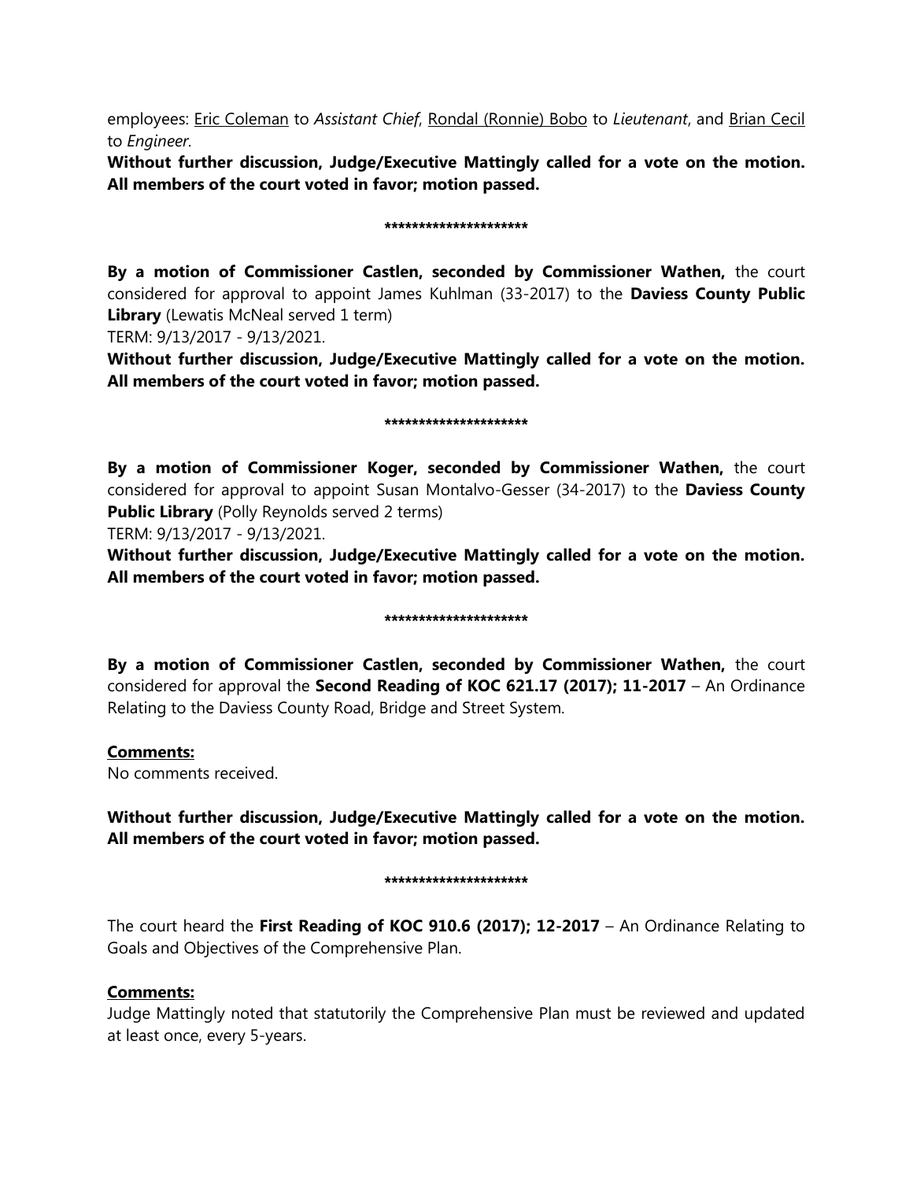employees: Eric Coleman to *Assistant Chief*, Rondal (Ronnie) Bobo to *Lieutenant*, and Brian Cecil to *Engineer*.

**Without further discussion, Judge/Executive Mattingly called for a vote on the motion. All members of the court voted in favor; motion passed.**

*********************

**By a motion of Commissioner Castlen, seconded by Commissioner Wathen,** the court considered for approval to appoint James Kuhlman (33-2017) to the **Daviess County Public Library** (Lewatis McNeal served 1 term)

TERM: 9/13/2017 - 9/13/2021.

**Without further discussion, Judge/Executive Mattingly called for a vote on the motion. All members of the court voted in favor; motion passed.**

*********************

**By a motion of Commissioner Koger, seconded by Commissioner Wathen,** the court considered for approval to appoint Susan Montalvo-Gesser (34-2017) to the **Daviess County Public Library** (Polly Reynolds served 2 terms)

TERM: 9/13/2017 - 9/13/2021.

**Without further discussion, Judge/Executive Mattingly called for a vote on the motion. All members of the court voted in favor; motion passed.**

*********************

**By a motion of Commissioner Castlen, seconded by Commissioner Wathen,** the court considered for approval the **Second Reading of KOC 621.17 (2017); 11-2017** – An Ordinance Relating to the Daviess County Road, Bridge and Street System.

**Comments:**

No comments received.

**Without further discussion, Judge/Executive Mattingly called for a vote on the motion. All members of the court voted in favor; motion passed.**

*********************

The court heard the **First Reading of KOC 910.6 (2017); 12-2017** – An Ordinance Relating to Goals and Objectives of the Comprehensive Plan.

**Comments:**

Judge Mattingly noted that statutorily the Comprehensive Plan must be reviewed and updated at least once, every 5-years.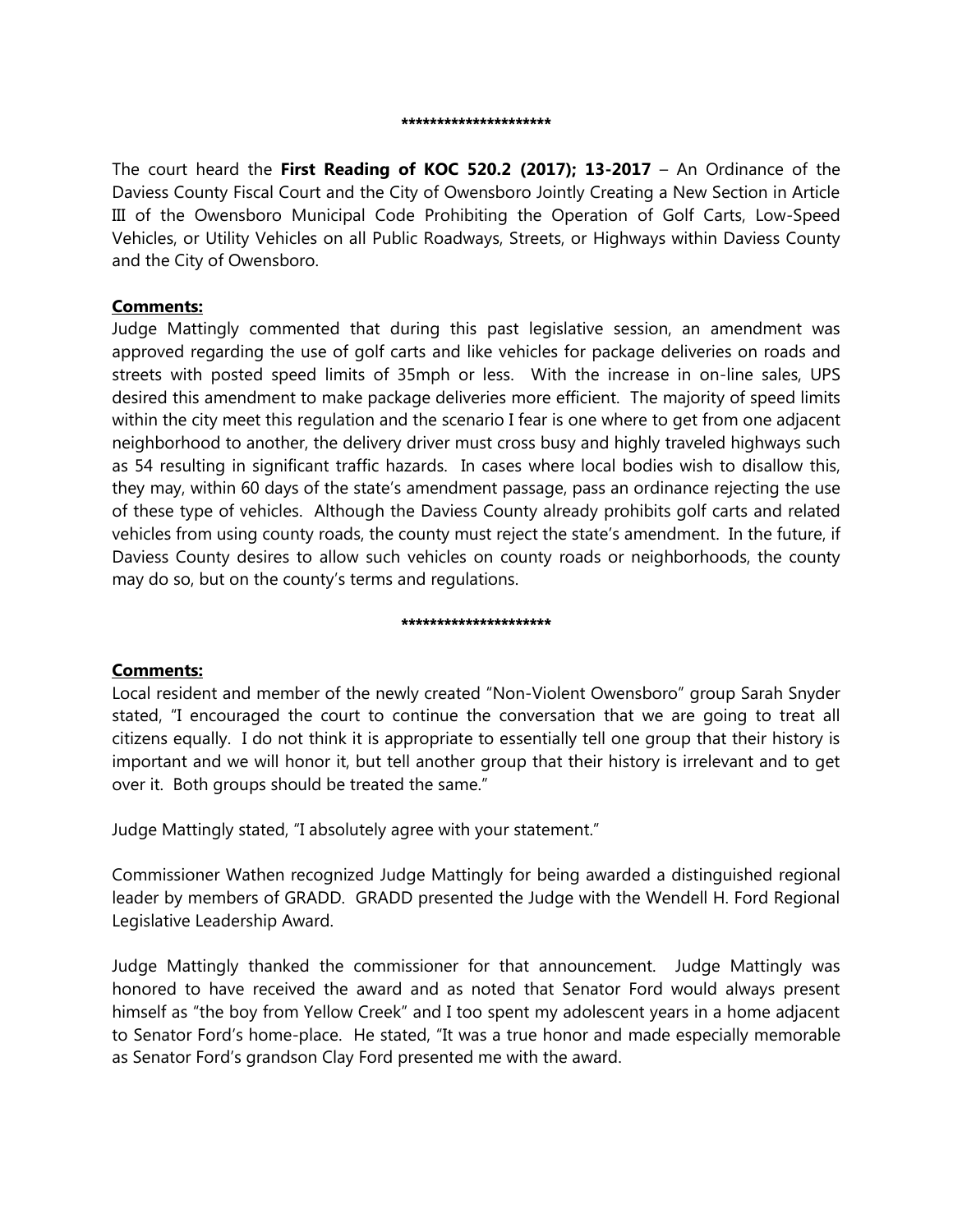*********************

The court heard the **First Reading of KOC 520.2 (2017); 13-2017** – An Ordinance of the Daviess County Fiscal Court and the City of Owensboro Jointly Creating a New Section in Article III of the Owensboro Municipal Code Prohibiting the Operation of Golf Carts, Low-Speed Vehicles, or Utility Vehicles on all Public Roadways, Streets, or Highways within Daviess County and the City of Owensboro.

**Comments:**

Judge Mattingly commented that during this past legislative session, an amendment was approved regarding the use of golf carts and like vehicles for package deliveries on roads and streets with posted speed limits of 35mph or less. With the increase in on-line sales, UPS desired this amendment to make package deliveries more efficient. The majority of speed limits within the city meet this regulation and the scenario I fear is one where to get from one adjacent neighborhood to another, the delivery driver must cross busy and highly traveled highways such as 54 resulting in significant traffic hazards. In cases where local bodies wish to disallow this, they may, within 60 days of the state's amendment passage, pass an ordinance rejecting the use of these type of vehicles. Although the Daviess County already prohibits golf carts and related vehicles from using county roads, the county must reject the state's amendment. In the future, if Daviess County desires to allow such vehicles on county roads or neighborhoods, the county may do so, but on the county's terms and regulations.

*********************

**Comments:**

Local resident and member of the newly created "Non-Violent Owensboro" group Sarah Snyder stated, "I encouraged the court to continue the conversation that we are going to treat all citizens equally. I do not think it is appropriate to essentially tell one group that their history is important and we will honor it, but tell another group that their history is irrelevant and to get over it. Both groups should be treated the same."

Judge Mattingly stated, "I absolutely agree with your statement."

Commissioner Wathen recognized Judge Mattingly for being awarded a distinguished regional leader by members of GRADD. GRADD presented the Judge with the Wendell H. Ford Regional Legislative Leadership Award.

Judge Mattingly thanked the commissioner for that announcement. Judge Mattingly was honored to have received the award and as noted that Senator Ford would always present himself as "the boy from Yellow Creek" and I too spent my adolescent years in a home adjacent to Senator Ford's home-place. He stated, "It was a true honor and made especially memorable as Senator Ford's grandson Clay Ford presented me with the award.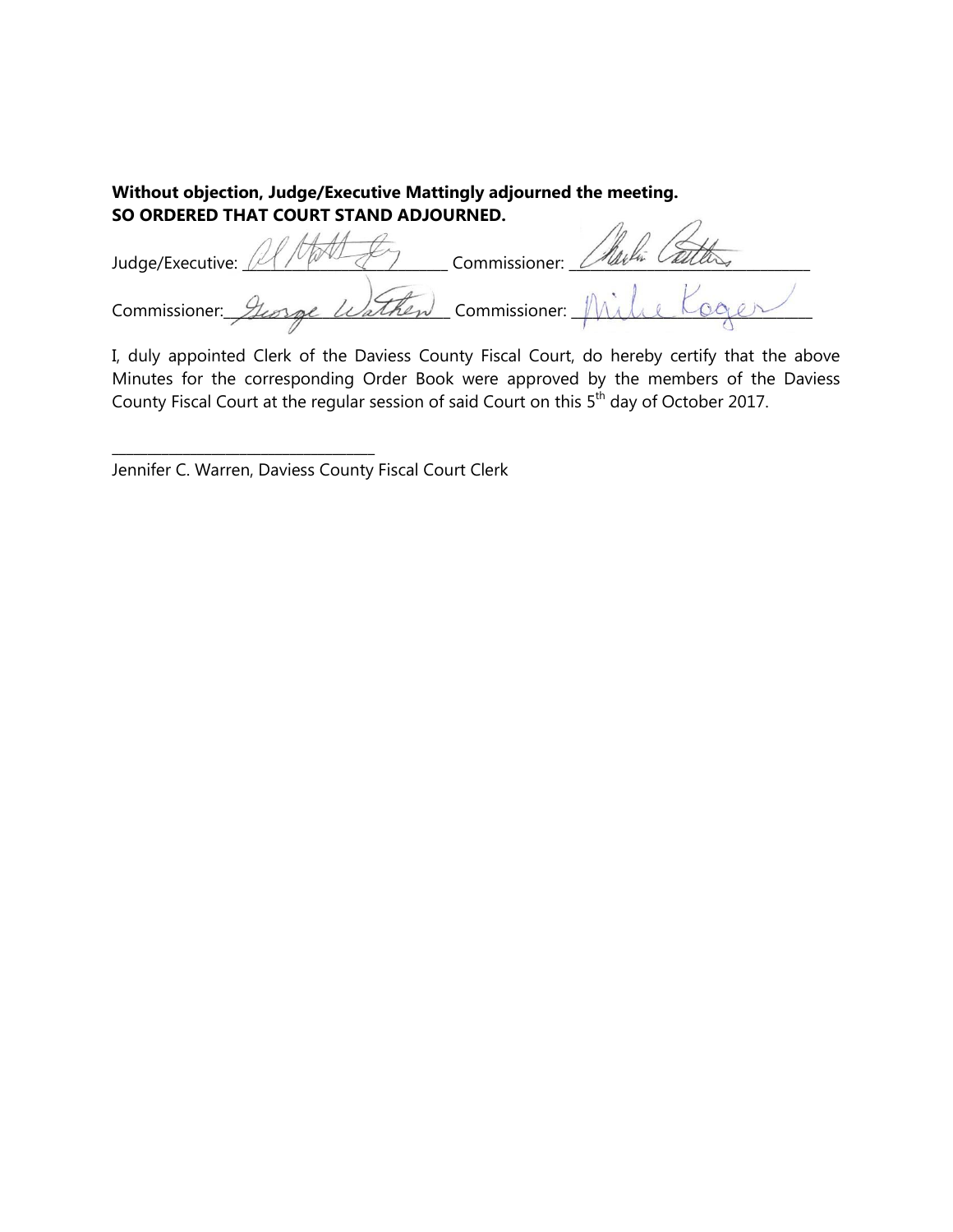**Without objection, Judge/Executive Mattingly adjourned the meeting.**
**SO ORDERED THAT COURT STAND ADJOURNED.**

Judge/Executive: ______________________ Commissioner: ______________________

Commissioner: ______________________ Commissioner: ______________________

I, duly appointed Clerk of the Daviess County Fiscal Court, do hereby certify that the above Minutes for the corresponding Order Book were approved by the members of the Daviess County Fiscal Court at the regular session of said Court on this 5th day of October 2017.

______________________________

Jennifer C. Warren, Daviess County Fiscal Court Clerk